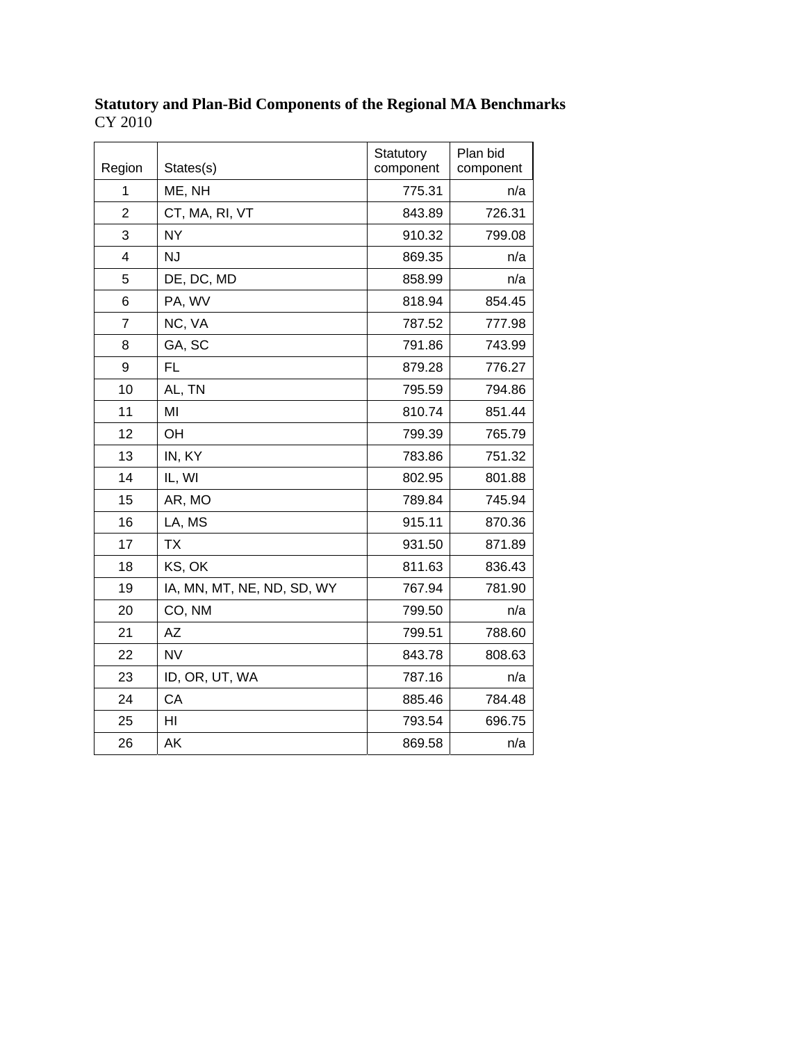**Statistory and Plan-Bid Components of the Regional MA Benchmarks**
CY 2010

| Region | States(s) | Statutory component | Plan bid component |
|---|---|---|---|
| 1 | ME, NH | 775.31 | n/a |
| 2 | CT, MA, RI, VT | 843.89 | 726.31 |
| 3 | NY | 910.32 | 799.08 |
| 4 | NJ | 869.35 | n/a |
| 5 | DE, DC, MD | 858.99 | n/a |
| 6 | PA, WV | 818.94 | 854.45 |
| 7 | NC, VA | 787.52 | 777.98 |
| 8 | GA, SC | 791.86 | 743.99 |
| 9 | FL | 879.28 | 776.27 |
| 10 | AL, TN | 795.59 | 794.86 |
| 11 | MI | 810.74 | 851.44 |
| 12 | OH | 799.39 | 765.79 |
| 13 | IN, KY | 783.86 | 751.32 |
| 14 | IL, WI | 802.95 | 801.88 |
| 15 | AR, MO | 789.84 | 745.94 |
| 16 | LA, MS | 915.11 | 870.36 |
| 17 | TX | 931.50 | 871.89 |
| 18 | KS, OK | 811.63 | 836.43 |
| 19 | IA, MN, MT, NE, ND, SD, WY | 767.94 | 781.90 |
| 20 | CO, NM | 799.50 | n/a |
| 21 | AZ | 799.51 | 788.60 |
| 22 | NV | 843.78 | 808.63 |
| 23 | ID, OR, UT, WA | 787.16 | n/a |
| 24 | CA | 885.46 | 784.48 |
| 25 | HI | 793.54 | 696.75 |
| 26 | AK | 869.58 | n/a |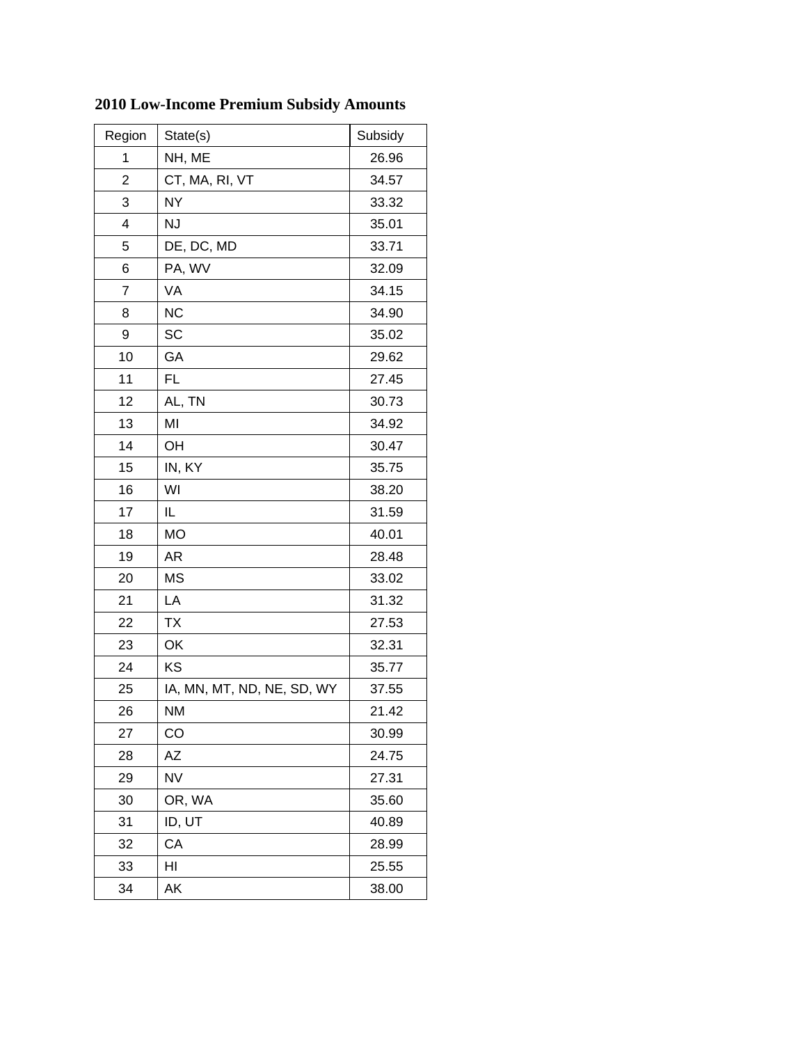## 2010 Low-Income Premium Subsidy Amounts

| Region | State(s) | Subsidy |
|---|---|---|
| 1 | NH, ME | 26.96 |
| 2 | CT, MA, RI, VT | 34.57 |
| 3 | NY | 33.32 |
| 4 | NJ | 35.01 |
| 5 | DE, DC, MD | 33.71 |
| 6 | PA, WV | 32.09 |
| 7 | VA | 34.15 |
| 8 | NC | 34.90 |
| 9 | SC | 35.02 |
| 10 | GA | 29.62 |
| 11 | FL | 27.45 |
| 12 | AL, TN | 30.73 |
| 13 | MI | 34.92 |
| 14 | OH | 30.47 |
| 15 | IN, KY | 35.75 |
| 16 | WI | 38.20 |
| 17 | IL | 31.59 |
| 18 | MO | 40.01 |
| 19 | AR | 28.48 |
| 20 | MS | 33.02 |
| 21 | LA | 31.32 |
| 22 | TX | 27.53 |
| 23 | OK | 32.31 |
| 24 | KS | 35.77 |
| 25 | IA, MN, MT, ND, NE, SD, WY | 37.55 |
| 26 | NM | 21.42 |
| 27 | CO | 30.99 |
| 28 | AZ | 24.75 |
| 29 | NV | 27.31 |
| 30 | OR, WA | 35.60 |
| 31 | ID, UT | 40.89 |
| 32 | CA | 28.99 |
| 33 | HI | 25.55 |
| 34 | AK | 38.00 |